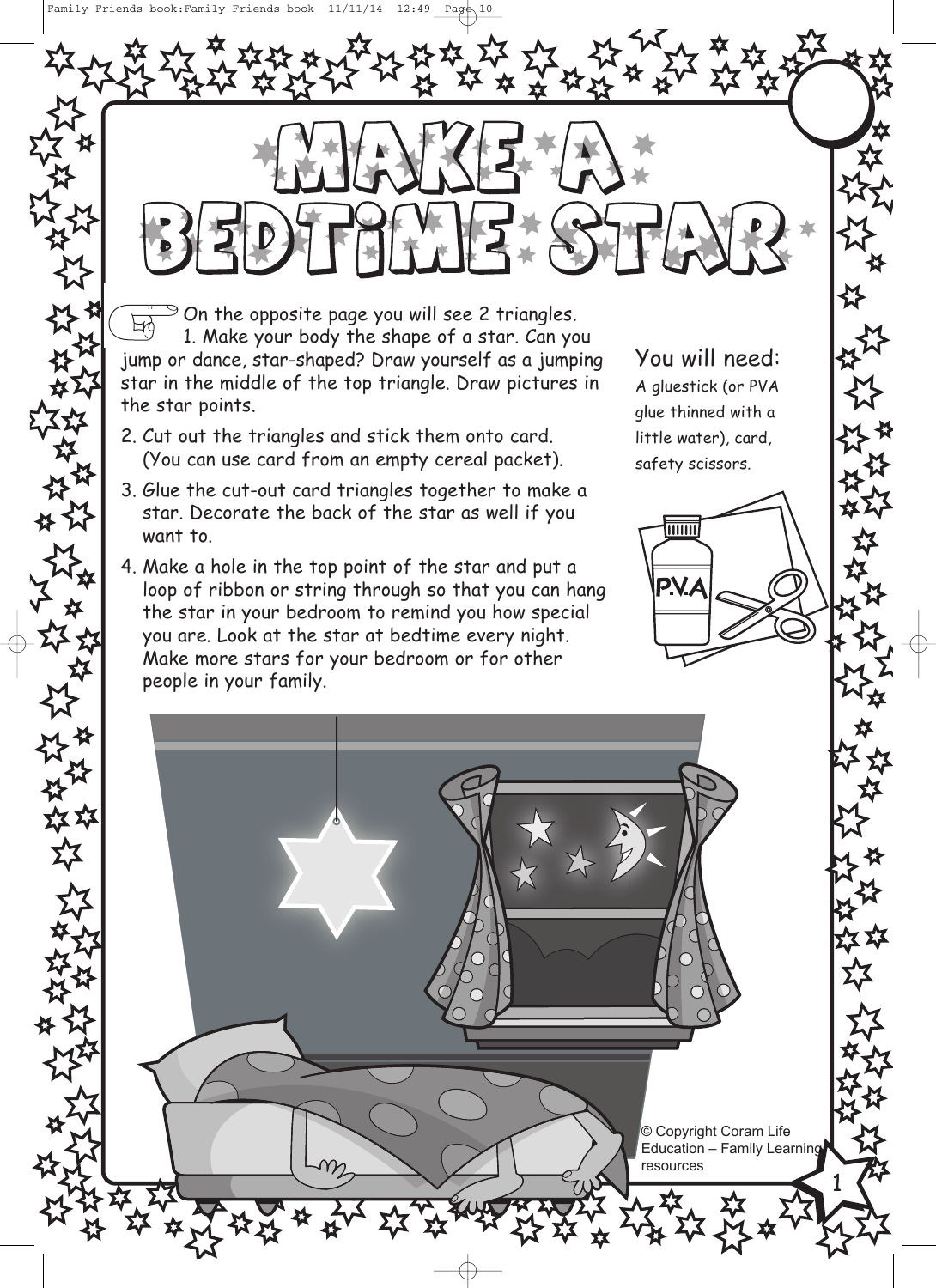# MAKE A BEDTIME STAR

On the opposite page you will see 2 triangles.

1. Make your body the shape of a star. Can you jump or dance, star-shaped? Draw yourself as a jumping star in the middle of the top triangle. Draw pictures in the star points.
2. Cut out the triangles and stick them onto card. (You can use card from an empty cereal packet).
3. Glue the cut-out card triangles together to make a star. Decorate the back of the star as well if you want to.
4. Make a hole in the top point of the star and put a loop of ribbon or string through so that you can hang the star in your bedroom to remind you how special you are. Look at the star at bedtime every night. Make more stars for your bedroom or for other people in your family.

**You will need:**
A gluestick (or PVA glue thinned with a little water), card, safety scissors.

© Copyright Coram Life Education – Family Learning resources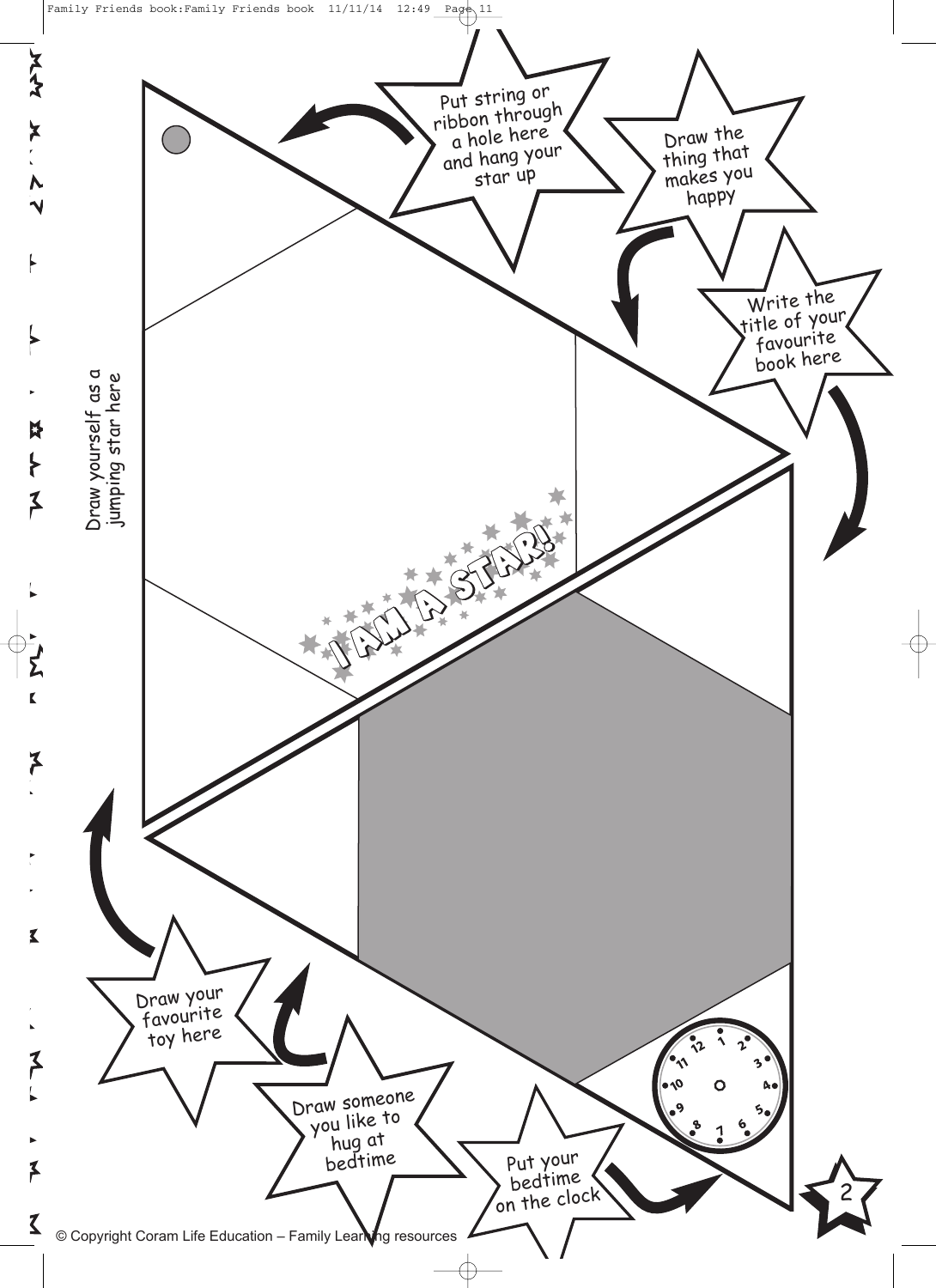Put string or ribbon through a hole here and hang your star up

Draw the thing that makes you happy

Write the title of your favourite book here

Draw yourself as a jumping star here

I AM A STAR!

Draw your favourite toy here

Draw someone you like to hug at bedtime

Put your bedtime on the clock

12 1 2 3 4 5 6 7 8 9 10 11

© Copyright Coram Life Education – Family Learning resources